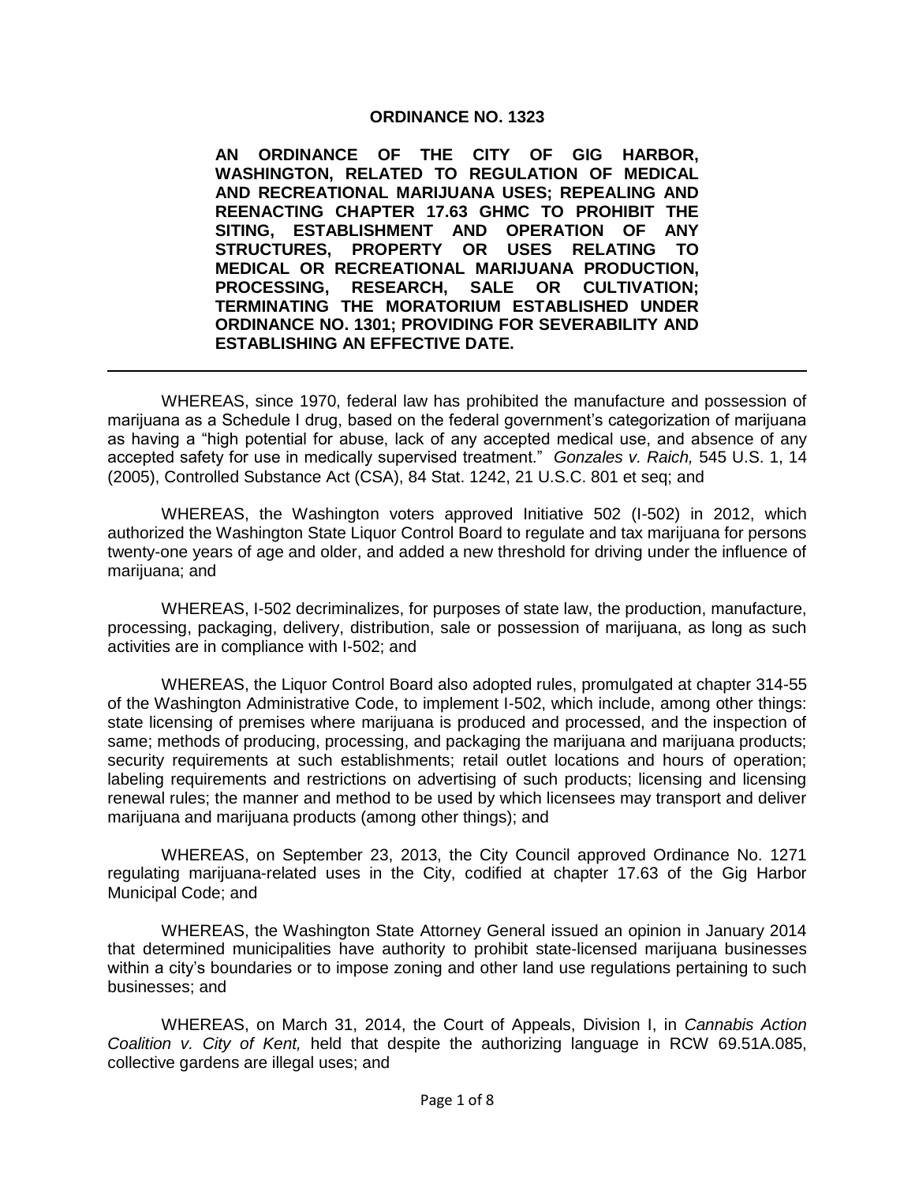# ORDINANCE NO. 1323

**AN ORDINANCE OF THE CITY OF GIG HARBOR, WASHINGTON, RELATED TO REGULATION OF MEDICAL AND RECREATIONAL MARIJUANA USES; REPEALING AND REENACTING CHAPTER 17.63 GHMC TO PROHIBIT THE SITING, ESTABLISHMENT AND OPERATION OF ANY STRUCTURES, PROPERTY OR USES RELATING TO MEDICAL OR RECREATIONAL MARIJUANA PRODUCTION, PROCESSING, RESEARCH, SALE OR CULTIVATION; TERMINATING THE MORATORIUM ESTABLISHED UNDER ORDINANCE NO. 1301; PROVIDING FOR SEVERABILITY AND ESTABLISHING AN EFFECTIVE DATE.**

---

WHEREAS, since 1970, federal law has prohibited the manufacture and possession of marijuana as a Schedule I drug, based on the federal government's categorization of marijuana as having a "high potential for abuse, lack of any accepted medical use, and absence of any accepted safety for use in medically supervised treatment." *Gonzales v. Raich,* 545 U.S. 1, 14 (2005), Controlled Substance Act (CSA), 84 Stat. 1242, 21 U.S.C. 801 et seq; and

WHEREAS, the Washington voters approved Initiative 502 (I-502) in 2012, which authorized the Washington State Liquor Control Board to regulate and tax marijuana for persons twenty-one years of age and older, and added a new threshold for driving under the influence of marijuana; and

WHEREAS, I-502 decriminalizes, for purposes of state law, the production, manufacture, processing, packaging, delivery, distribution, sale or possession of marijuana, as long as such activities are in compliance with I-502; and

WHEREAS, the Liquor Control Board also adopted rules, promulgated at chapter 314-55 of the Washington Administrative Code, to implement I-502, which include, among other things: state licensing of premises where marijuana is produced and processed, and the inspection of same; methods of producing, processing, and packaging the marijuana and marijuana products; security requirements at such establishments; retail outlet locations and hours of operation; labeling requirements and restrictions on advertising of such products; licensing and licensing renewal rules; the manner and method to be used by which licensees may transport and deliver marijuana and marijuana products (among other things); and

WHEREAS, on September 23, 2013, the City Council approved Ordinance No. 1271 regulating marijuana-related uses in the City, codified at chapter 17.63 of the Gig Harbor Municipal Code; and

WHEREAS, the Washington State Attorney General issued an opinion in January 2014 that determined municipalities have authority to prohibit state-licensed marijuana businesses within a city's boundaries or to impose zoning and other land use regulations pertaining to such businesses; and

WHEREAS, on March 31, 2014, the Court of Appeals, Division I, in *Cannabis Action Coalition v. City of Kent,* held that despite the authorizing language in RCW 69.51A.085, collective gardens are illegal uses; and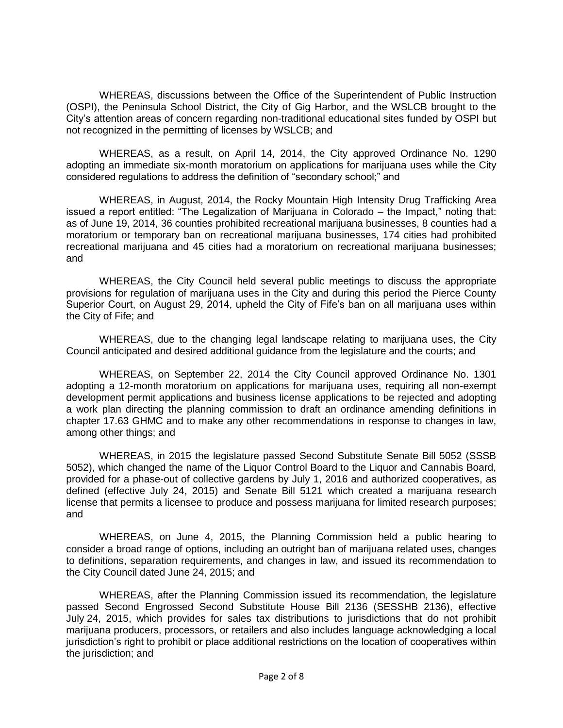WHEREAS, discussions between the Office of the Superintendent of Public Instruction (OSPI), the Peninsula School District, the City of Gig Harbor, and the WSLCB brought to the City's attention areas of concern regarding non-traditional educational sites funded by OSPI but not recognized in the permitting of licenses by WSLCB; and

WHEREAS, as a result, on April 14, 2014, the City approved Ordinance No. 1290 adopting an immediate six-month moratorium on applications for marijuana uses while the City considered regulations to address the definition of "secondary school;" and

WHEREAS, in August, 2014, the Rocky Mountain High Intensity Drug Trafficking Area issued a report entitled: "The Legalization of Marijuana in Colorado – the Impact," noting that: as of June 19, 2014, 36 counties prohibited recreational marijuana businesses, 8 counties had a moratorium or temporary ban on recreational marijuana businesses, 174 cities had prohibited recreational marijuana and 45 cities had a moratorium on recreational marijuana businesses; and

WHEREAS, the City Council held several public meetings to discuss the appropriate provisions for regulation of marijuana uses in the City and during this period the Pierce County Superior Court, on August 29, 2014, upheld the City of Fife's ban on all marijuana uses within the City of Fife; and

WHEREAS, due to the changing legal landscape relating to marijuana uses, the City Council anticipated and desired additional guidance from the legislature and the courts; and

WHEREAS, on September 22, 2014 the City Council approved Ordinance No. 1301 adopting a 12-month moratorium on applications for marijuana uses, requiring all non-exempt development permit applications and business license applications to be rejected and adopting a work plan directing the planning commission to draft an ordinance amending definitions in chapter 17.63 GHMC and to make any other recommendations in response to changes in law, among other things; and

WHEREAS, in 2015 the legislature passed Second Substitute Senate Bill 5052 (SSSB 5052), which changed the name of the Liquor Control Board to the Liquor and Cannabis Board, provided for a phase-out of collective gardens by July 1, 2016 and authorized cooperatives, as defined (effective July 24, 2015) and Senate Bill 5121 which created a marijuana research license that permits a licensee to produce and possess marijuana for limited research purposes; and

WHEREAS, on June 4, 2015, the Planning Commission held a public hearing to consider a broad range of options, including an outright ban of marijuana related uses, changes to definitions, separation requirements, and changes in law, and issued its recommendation to the City Council dated June 24, 2015; and

WHEREAS, after the Planning Commission issued its recommendation, the legislature passed Second Engrossed Second Substitute House Bill 2136 (SESSHB 2136), effective July 24, 2015, which provides for sales tax distributions to jurisdictions that do not prohibit marijuana producers, processors, or retailers and also includes language acknowledging a local jurisdiction's right to prohibit or place additional restrictions on the location of cooperatives within the jurisdiction; and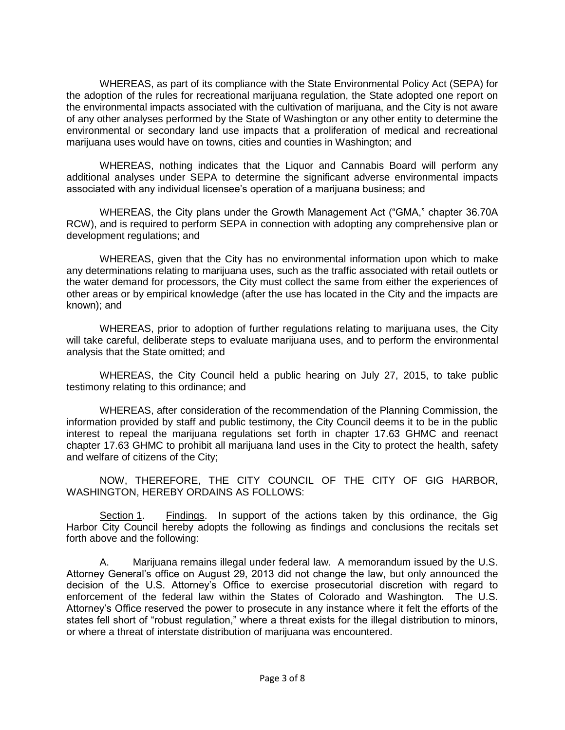WHEREAS, as part of its compliance with the State Environmental Policy Act (SEPA) for the adoption of the rules for recreational marijuana regulation, the State adopted one report on the environmental impacts associated with the cultivation of marijuana, and the City is not aware of any other analyses performed by the State of Washington or any other entity to determine the environmental or secondary land use impacts that a proliferation of medical and recreational marijuana uses would have on towns, cities and counties in Washington; and

WHEREAS, nothing indicates that the Liquor and Cannabis Board will perform any additional analyses under SEPA to determine the significant adverse environmental impacts associated with any individual licensee's operation of a marijuana business; and

WHEREAS, the City plans under the Growth Management Act ("GMA," chapter 36.70A RCW), and is required to perform SEPA in connection with adopting any comprehensive plan or development regulations; and

WHEREAS, given that the City has no environmental information upon which to make any determinations relating to marijuana uses, such as the traffic associated with retail outlets or the water demand for processors, the City must collect the same from either the experiences of other areas or by empirical knowledge (after the use has located in the City and the impacts are known); and

WHEREAS, prior to adoption of further regulations relating to marijuana uses, the City will take careful, deliberate steps to evaluate marijuana uses, and to perform the environmental analysis that the State omitted; and

WHEREAS, the City Council held a public hearing on July 27, 2015, to take public testimony relating to this ordinance; and

WHEREAS, after consideration of the recommendation of the Planning Commission, the information provided by staff and public testimony, the City Council deems it to be in the public interest to repeal the marijuana regulations set forth in chapter 17.63 GHMC and reenact chapter 17.63 GHMC to prohibit all marijuana land uses in the City to protect the health, safety and welfare of citizens of the City;

NOW, THEREFORE, THE CITY COUNCIL OF THE CITY OF GIG HARBOR, WASHINGTON, HEREBY ORDAINS AS FOLLOWS:

Section 1. Findings. In support of the actions taken by this ordinance, the Gig Harbor City Council hereby adopts the following as findings and conclusions the recitals set forth above and the following:

A. Marijuana remains illegal under federal law. A memorandum issued by the U.S. Attorney General's office on August 29, 2013 did not change the law, but only announced the decision of the U.S. Attorney's Office to exercise prosecutorial discretion with regard to enforcement of the federal law within the States of Colorado and Washington. The U.S. Attorney's Office reserved the power to prosecute in any instance where it felt the efforts of the states fell short of "robust regulation," where a threat exists for the illegal distribution to minors, or where a threat of interstate distribution of marijuana was encountered.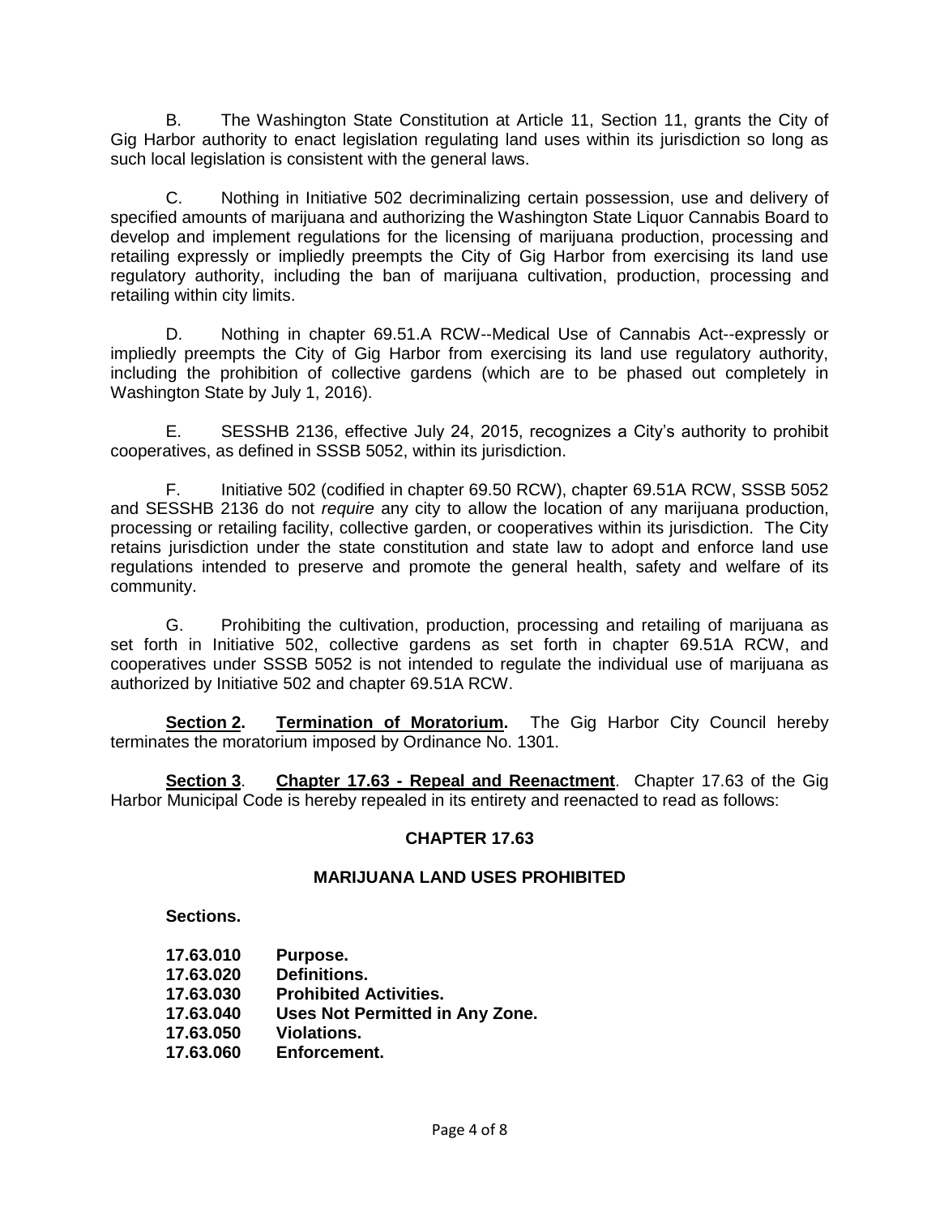B. The Washington State Constitution at Article 11, Section 11, grants the City of Gig Harbor authority to enact legislation regulating land uses within its jurisdiction so long as such local legislation is consistent with the general laws.

C. Nothing in Initiative 502 decriminalizing certain possession, use and delivery of specified amounts of marijuana and authorizing the Washington State Liquor Cannabis Board to develop and implement regulations for the licensing of marijuana production, processing and retailing expressly or impliedly preempts the City of Gig Harbor from exercising its land use regulatory authority, including the ban of marijuana cultivation, production, processing and retailing within city limits.

D. Nothing in chapter 69.51.A RCW--Medical Use of Cannabis Act--expressly or impliedly preempts the City of Gig Harbor from exercising its land use regulatory authority, including the prohibition of collective gardens (which are to be phased out completely in Washington State by July 1, 2016).

E. SESSHB 2136, effective July 24, 2015, recognizes a City's authority to prohibit cooperatives, as defined in SSSB 5052, within its jurisdiction.

F. Initiative 502 (codified in chapter 69.50 RCW), chapter 69.51A RCW, SSSB 5052 and SESSHB 2136 do not *require* any city to allow the location of any marijuana production, processing or retailing facility, collective garden, or cooperatives within its jurisdiction. The City retains jurisdiction under the state constitution and state law to adopt and enforce land use regulations intended to preserve and promote the general health, safety and welfare of its community.

G. Prohibiting the cultivation, production, processing and retailing of marijuana as set forth in Initiative 502, collective gardens as set forth in chapter 69.51A RCW, and cooperatives under SSSB 5052 is not intended to regulate the individual use of marijuana as authorized by Initiative 502 and chapter 69.51A RCW.

**Section 2. Termination of Moratorium.** The Gig Harbor City Council hereby terminates the moratorium imposed by Ordinance No. 1301.

**Section 3. Chapter 17.63 - Repeal and Reenactment**. Chapter 17.63 of the Gig Harbor Municipal Code is hereby repealed in its entirety and reenacted to read as follows:

## CHAPTER 17.63

## MARIJUANA LAND USES PROHIBITED

**Sections.**

**17.63.010 Purpose.**
**17.63.020 Definitions.**
**17.63.030 Prohibited Activities.**
**17.63.040 Uses Not Permitted in Any Zone.**
**17.63.050 Violations.**
**17.63.060 Enforcement.**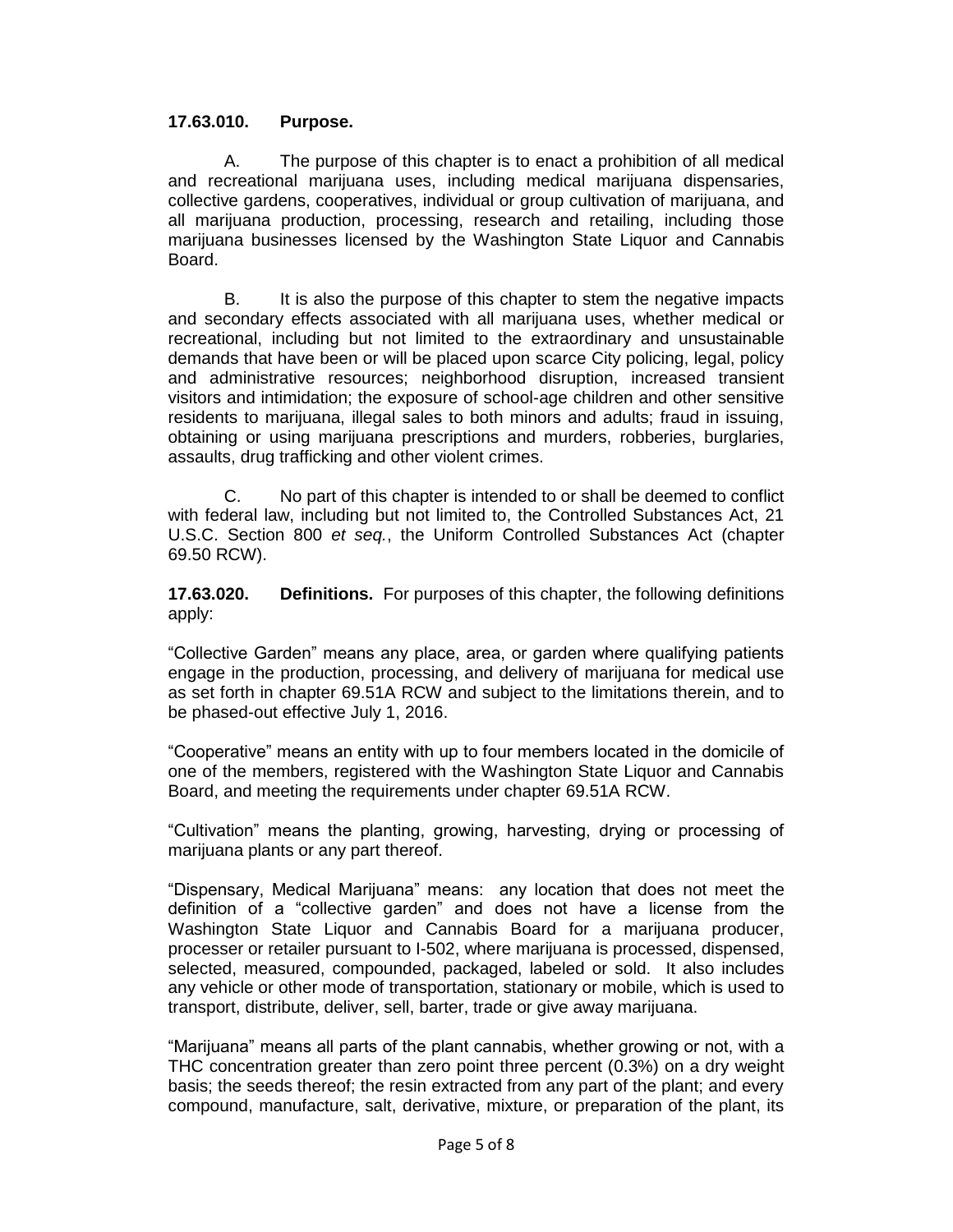**17.63.010. Purpose.**

A. The purpose of this chapter is to enact a prohibition of all medical and recreational marijuana uses, including medical marijuana dispensaries, collective gardens, cooperatives, individual or group cultivation of marijuana, and all marijuana production, processing, research and retailing, including those marijuana businesses licensed by the Washington State Liquor and Cannabis Board.

B. It is also the purpose of this chapter to stem the negative impacts and secondary effects associated with all marijuana uses, whether medical or recreational, including but not limited to the extraordinary and unsustainable demands that have been or will be placed upon scarce City policing, legal, policy and administrative resources; neighborhood disruption, increased transient visitors and intimidation; the exposure of school-age children and other sensitive residents to marijuana, illegal sales to both minors and adults; fraud in issuing, obtaining or using marijuana prescriptions and murders, robberies, burglaries, assaults, drug trafficking and other violent crimes.

C. No part of this chapter is intended to or shall be deemed to conflict with federal law, including but not limited to, the Controlled Substances Act, 21 U.S.C. Section 800 *et seq.*, the Uniform Controlled Substances Act (chapter 69.50 RCW).

**17.63.020. Definitions.** For purposes of this chapter, the following definitions apply:

"Collective Garden" means any place, area, or garden where qualifying patients engage in the production, processing, and delivery of marijuana for medical use as set forth in chapter 69.51A RCW and subject to the limitations therein, and to be phased-out effective July 1, 2016.

"Cooperative" means an entity with up to four members located in the domicile of one of the members, registered with the Washington State Liquor and Cannabis Board, and meeting the requirements under chapter 69.51A RCW.

"Cultivation" means the planting, growing, harvesting, drying or processing of marijuana plants or any part thereof.

"Dispensary, Medical Marijuana" means: any location that does not meet the definition of a "collective garden" and does not have a license from the Washington State Liquor and Cannabis Board for a marijuana producer, processer or retailer pursuant to I-502, where marijuana is processed, dispensed, selected, measured, compounded, packaged, labeled or sold. It also includes any vehicle or other mode of transportation, stationary or mobile, which is used to transport, distribute, deliver, sell, barter, trade or give away marijuana.

"Marijuana" means all parts of the plant cannabis, whether growing or not, with a THC concentration greater than zero point three percent (0.3%) on a dry weight basis; the seeds thereof; the resin extracted from any part of the plant; and every compound, manufacture, salt, derivative, mixture, or preparation of the plant, its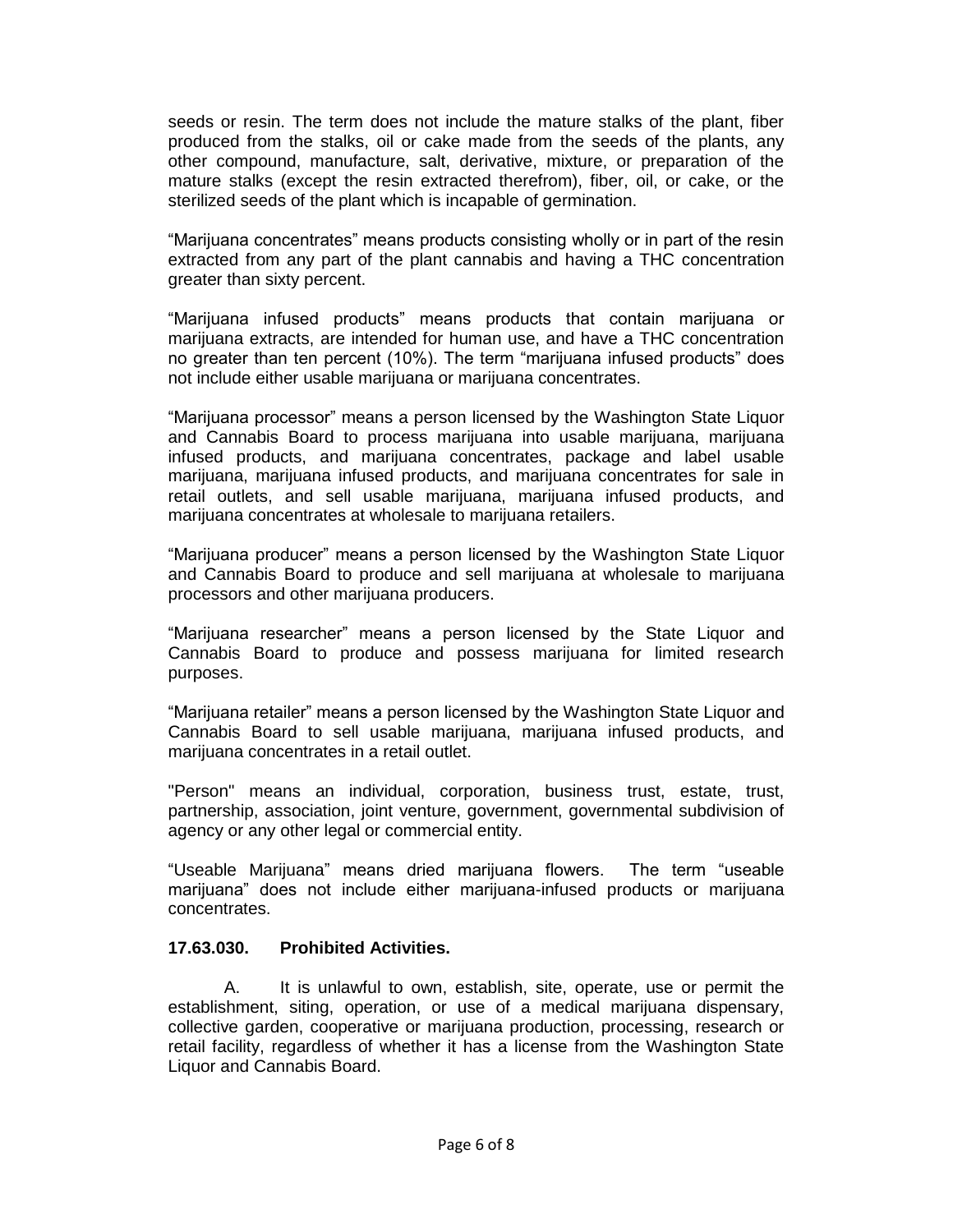seeds or resin. The term does not include the mature stalks of the plant, fiber produced from the stalks, oil or cake made from the seeds of the plants, any other compound, manufacture, salt, derivative, mixture, or preparation of the mature stalks (except the resin extracted therefrom), fiber, oil, or cake, or the sterilized seeds of the plant which is incapable of germination.

“Marijuana concentrates” means products consisting wholly or in part of the resin extracted from any part of the plant cannabis and having a THC concentration greater than sixty percent.

“Marijuana infused products” means products that contain marijuana or marijuana extracts, are intended for human use, and have a THC concentration no greater than ten percent (10%). The term “marijuana infused products” does not include either usable marijuana or marijuana concentrates.

“Marijuana processor” means a person licensed by the Washington State Liquor and Cannabis Board to process marijuana into usable marijuana, marijuana infused products, and marijuana concentrates, package and label usable marijuana, marijuana infused products, and marijuana concentrates for sale in retail outlets, and sell usable marijuana, marijuana infused products, and marijuana concentrates at wholesale to marijuana retailers.

“Marijuana producer” means a person licensed by the Washington State Liquor and Cannabis Board to produce and sell marijuana at wholesale to marijuana processors and other marijuana producers.

“Marijuana researcher” means a person licensed by the State Liquor and Cannabis Board to produce and possess marijuana for limited research purposes.

“Marijuana retailer” means a person licensed by the Washington State Liquor and Cannabis Board to sell usable marijuana, marijuana infused products, and marijuana concentrates in a retail outlet.

"Person" means an individual, corporation, business trust, estate, trust, partnership, association, joint venture, government, governmental subdivision of agency or any other legal or commercial entity.

“Useable Marijuana” means dried marijuana flowers. The term “useable marijuana” does not include either marijuana-infused products or marijuana concentrates.

**17.63.030. Prohibited Activities.**

A. It is unlawful to own, establish, site, operate, use or permit the establishment, siting, operation, or use of a medical marijuana dispensary, collective garden, cooperative or marijuana production, processing, research or retail facility, regardless of whether it has a license from the Washington State Liquor and Cannabis Board.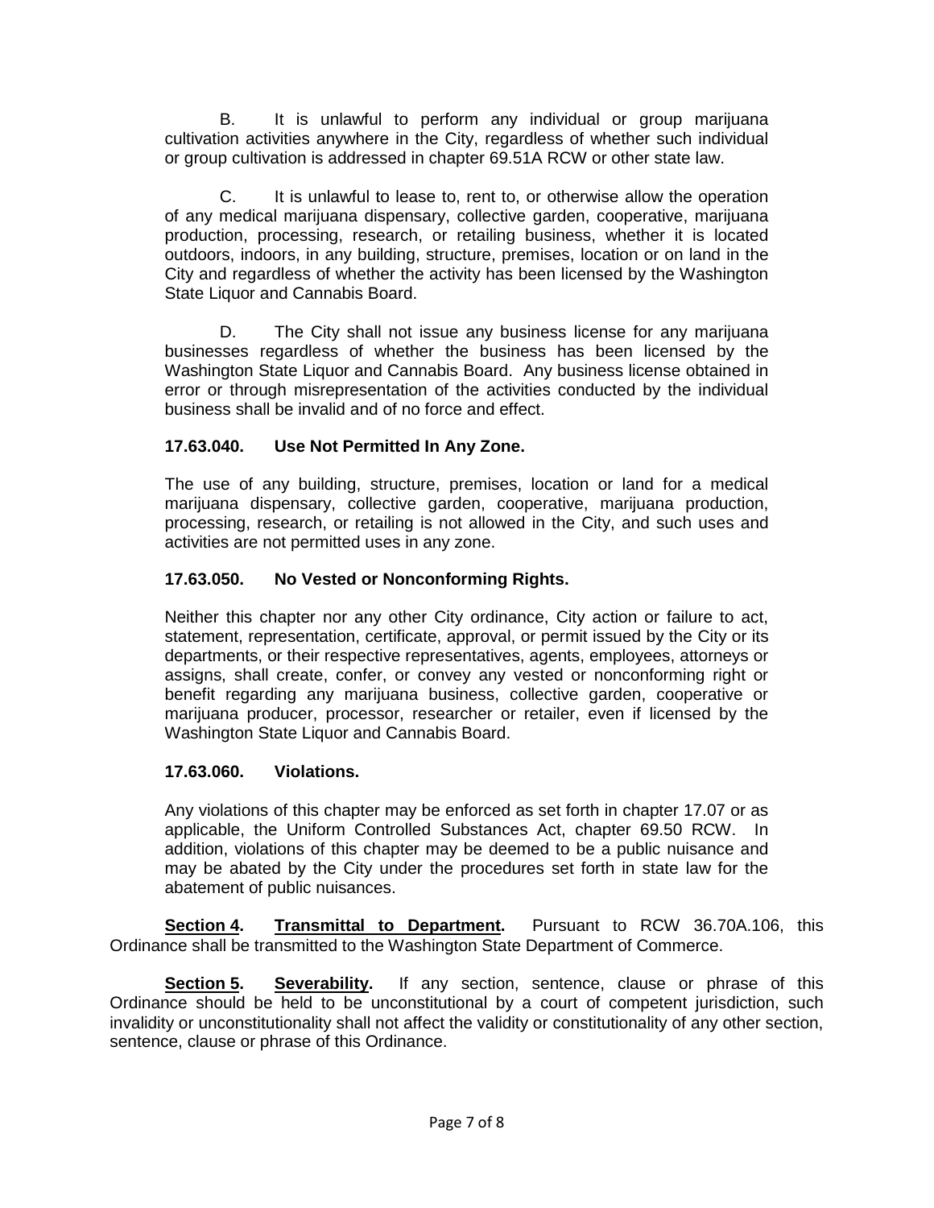B. It is unlawful to perform any individual or group marijuana cultivation activities anywhere in the City, regardless of whether such individual or group cultivation is addressed in chapter 69.51A RCW or other state law.

C. It is unlawful to lease to, rent to, or otherwise allow the operation of any medical marijuana dispensary, collective garden, cooperative, marijuana production, processing, research, or retailing business, whether it is located outdoors, indoors, in any building, structure, premises, location or on land in the City and regardless of whether the activity has been licensed by the Washington State Liquor and Cannabis Board.

D. The City shall not issue any business license for any marijuana businesses regardless of whether the business has been licensed by the Washington State Liquor and Cannabis Board. Any business license obtained in error or through misrepresentation of the activities conducted by the individual business shall be invalid and of no force and effect.

**17.63.040. Use Not Permitted In Any Zone.**

The use of any building, structure, premises, location or land for a medical marijuana dispensary, collective garden, cooperative, marijuana production, processing, research, or retailing is not allowed in the City, and such uses and activities are not permitted uses in any zone.

**17.63.050. No Vested or Nonconforming Rights.**

Neither this chapter nor any other City ordinance, City action or failure to act, statement, representation, certificate, approval, or permit issued by the City or its departments, or their respective representatives, agents, employees, attorneys or assigns, shall create, confer, or convey any vested or nonconforming right or benefit regarding any marijuana business, collective garden, cooperative or marijuana producer, processor, researcher or retailer, even if licensed by the Washington State Liquor and Cannabis Board.

**17.63.060. Violations.**

Any violations of this chapter may be enforced as set forth in chapter 17.07 or as applicable, the Uniform Controlled Substances Act, chapter 69.50 RCW. In addition, violations of this chapter may be deemed to be a public nuisance and may be abated by the City under the procedures set forth in state law for the abatement of public nuisances.

**Section 4. Transmittal to Department.** Pursuant to RCW 36.70A.106, this Ordinance shall be transmitted to the Washington State Department of Commerce.

**Section 5. Severability.** If any section, sentence, clause or phrase of this Ordinance should be held to be unconstitutional by a court of competent jurisdiction, such invalidity or unconstitutionality shall not affect the validity or constitutionality of any other section, sentence, clause or phrase of this Ordinance.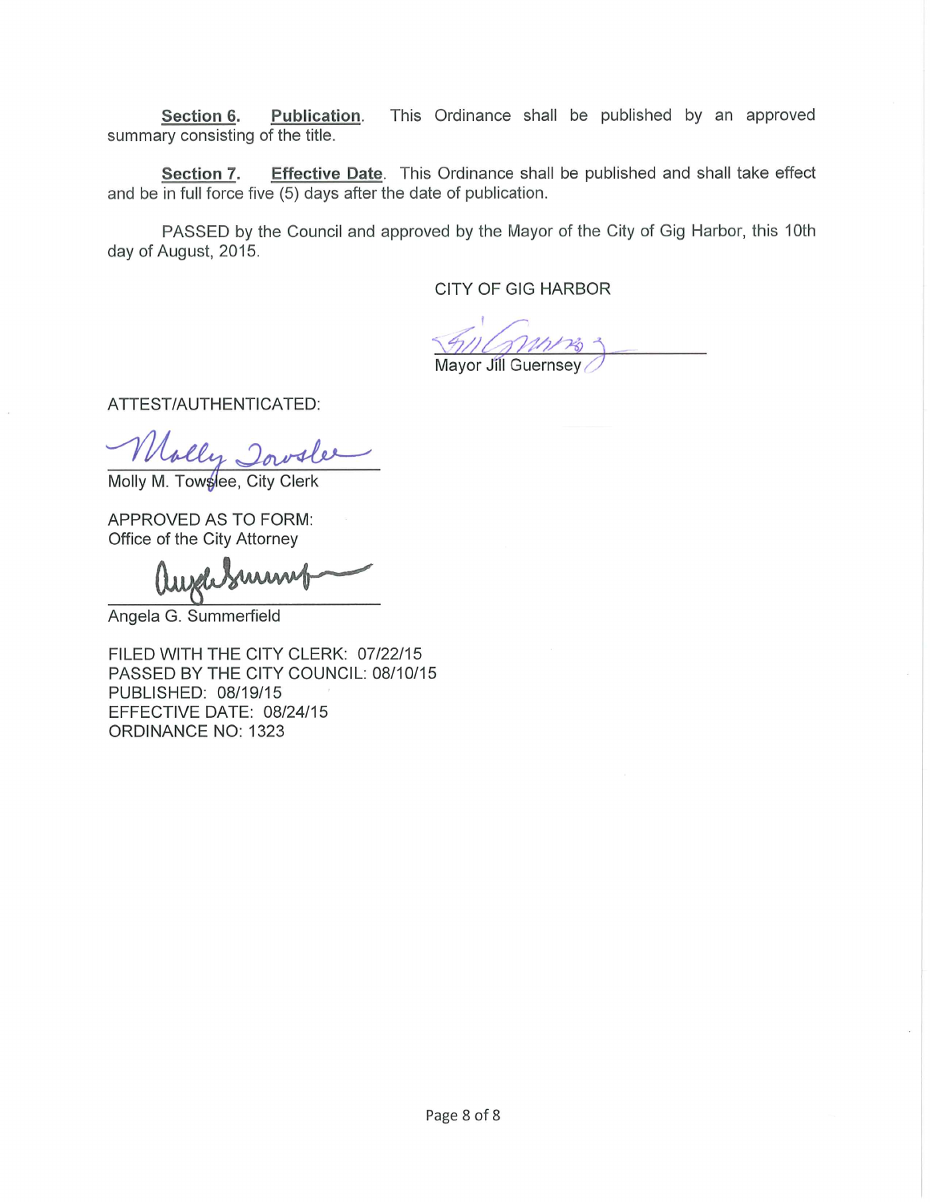**Section 6.** **Publication**. This Ordinance shall be published by an approved summary consisting of the title.

**Section 7.** **Effective Date**. This Ordinance shall be published and shall take effect and be in full force five (5) days after the date of publication.

PASSED by the Council and approved by the Mayor of the City of Gig Harbor, this 10th day of August, 2015.

CITY OF GIG HARBOR

Mayor Jill Guernsey

ATTEST/AUTHENTICATED:

Molly M. Towslee, City Clerk

APPROVED AS TO FORM:
Office of the City Attorney

Angela G. Summerfield

FILED WITH THE CITY CLERK: 07/22/15
PASSED BY THE CITY COUNCIL: 08/10/15
PUBLISHED: 08/19/15
EFFECTIVE DATE: 08/24/15
ORDINANCE NO: 1323